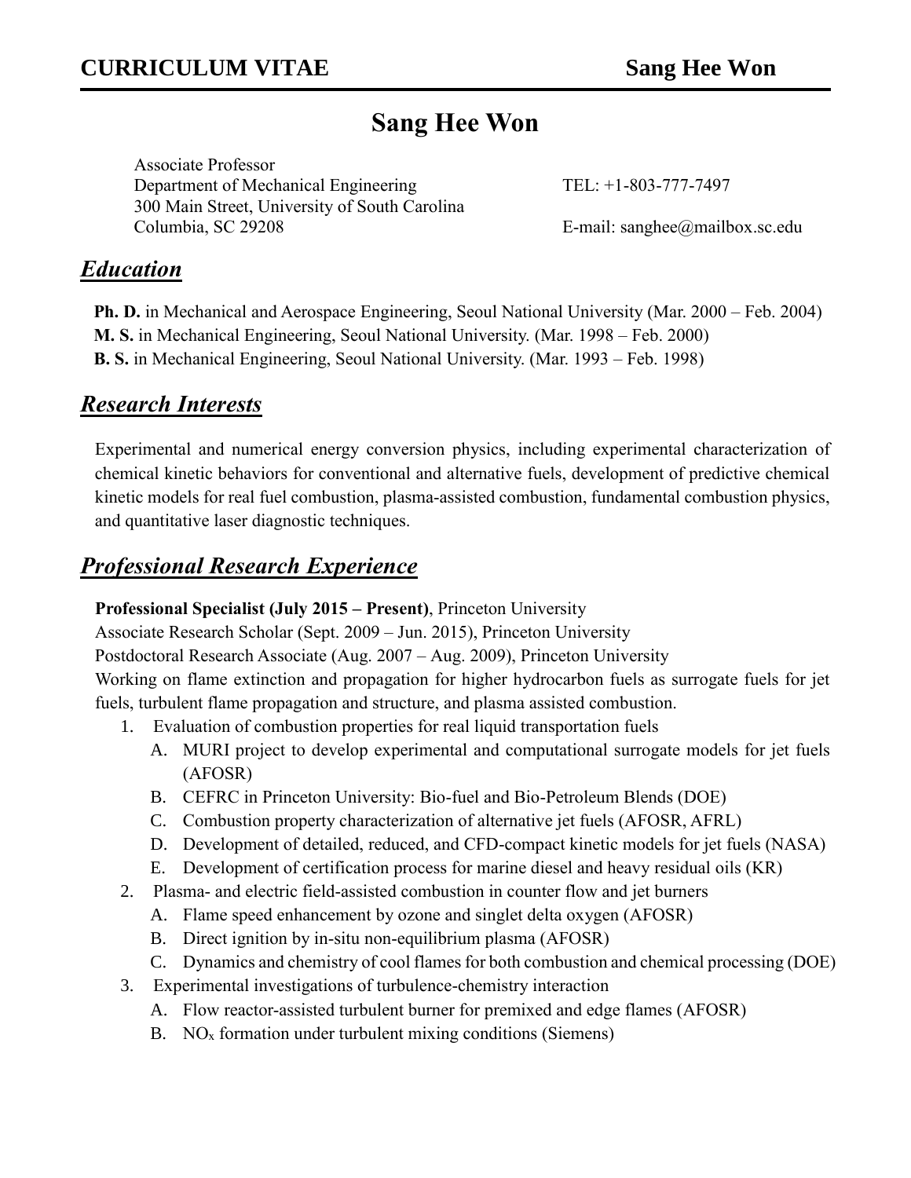# Sang Hee Won

Associate Professor
Department of Mechanical Engineering
300 Main Street, University of South Carolina
Columbia, SC 29208

TEL: +1-803-777-7497
E-mail: sanghee@mailbox.sc.edu

## *Education*

**Ph. D.** in Mechanical and Aerospace Engineering, Seoul National University (Mar. 2000 – Feb. 2004)
**M. S.** in Mechanical Engineering, Seoul National University. (Mar. 1998 – Feb. 2000)
**B. S.** in Mechanical Engineering, Seoul National University. (Mar. 1993 – Feb. 1998)

## *Research Interests*

Experimental and numerical energy conversion physics, including experimental characterization of chemical kinetic behaviors for conventional and alternative fuels, development of predictive chemical kinetic models for real fuel combustion, plasma-assisted combustion, fundamental combustion physics, and quantitative laser diagnostic techniques.

## *Professional Research Experience*

**Professional Specialist (July 2015 – Present)**, Princeton University
Associate Research Scholar (Sept. 2009 – Jun. 2015), Princeton University
Postdoctoral Research Associate (Aug. 2007 – Aug. 2009), Princeton University
Working on flame extinction and propagation for higher hydrocarbon fuels as surrogate fuels for jet fuels, turbulent flame propagation and structure, and plasma assisted combustion.

1. Evaluation of combustion properties for real liquid transportation fuels
   - A. MURI project to develop experimental and computational surrogate models for jet fuels (AFOSR)
   - B. CEFRC in Princeton University: Bio-fuel and Bio-Petroleum Blends (DOE)
   - C. Combustion property characterization of alternative jet fuels (AFOSR, AFRL)
   - D. Development of detailed, reduced, and CFD-compact kinetic models for jet fuels (NASA)
   - E. Development of certification process for marine diesel and heavy residual oils (KR)
2. Plasma- and electric field-assisted combustion in counter flow and jet burners
   - A. Flame speed enhancement by ozone and singlet delta oxygen (AFOSR)
   - B. Direct ignition by in-situ non-equilibrium plasma (AFOSR)
   - C. Dynamics and chemistry of cool flames for both combustion and chemical processing (DOE)
3. Experimental investigations of turbulence-chemistry interaction
   - A. Flow reactor-assisted turbulent burner for premixed and edge flames (AFOSR)
   - B. $NO_x$ formation under turbulent mixing conditions (Siemens)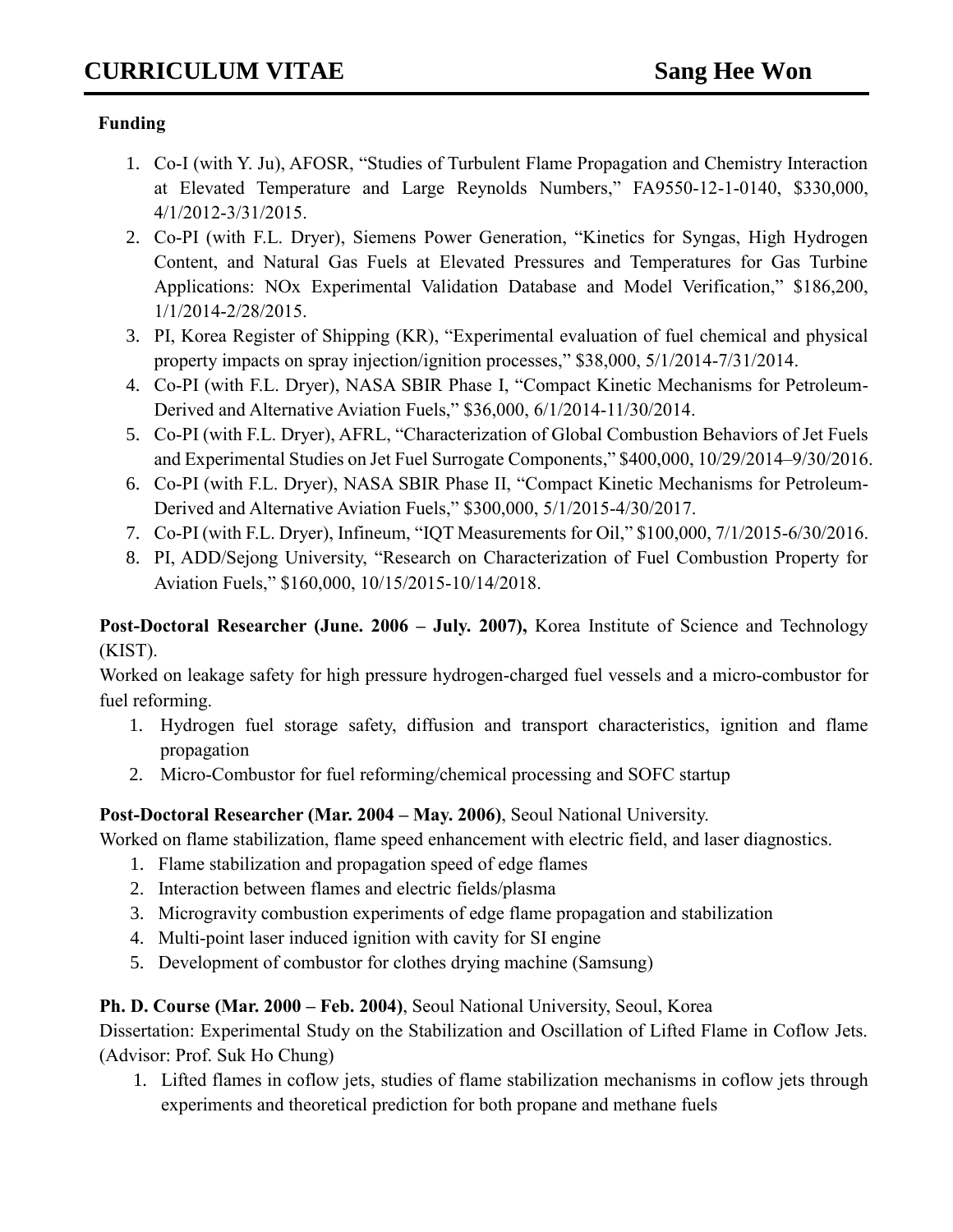**Funding**

1. Co-I (with Y. Ju), AFOSR, “Studies of Turbulent Flame Propagation and Chemistry Interaction at Elevated Temperature and Large Reynolds Numbers,” FA9550-12-1-0140, $330,000, 4/1/2012-3/31/2015.
2. Co-PI (with F.L. Dryer), Siemens Power Generation, “Kinetics for Syngas, High Hydrogen Content, and Natural Gas Fuels at Elevated Pressures and Temperatures for Gas Turbine Applications: NOx Experimental Validation Database and Model Verification,” $186,200, 1/1/2014-2/28/2015.
3. PI, Korea Register of Shipping (KR), “Experimental evaluation of fuel chemical and physical property impacts on spray injection/ignition processes,” $38,000, 5/1/2014-7/31/2014.
4. Co-PI (with F.L. Dryer), NASA SBIR Phase I, “Compact Kinetic Mechanisms for Petroleum-Derived and Alternative Aviation Fuels,” $36,000, 6/1/2014-11/30/2014.
5. Co-PI (with F.L. Dryer), AFRL, “Characterization of Global Combustion Behaviors of Jet Fuels and Experimental Studies on Jet Fuel Surrogate Components,” $400,000, 10/29/2014–9/30/2016.
6. Co-PI (with F.L. Dryer), NASA SBIR Phase II, “Compact Kinetic Mechanisms for Petroleum-Derived and Alternative Aviation Fuels,” $300,000, 5/1/2015-4/30/2017.
7. Co-PI (with F.L. Dryer), Infineum, “IQT Measurements for Oil,” $100,000, 7/1/2015-6/30/2016.
8. PI, ADD/Sejong University, “Research on Characterization of Fuel Combustion Property for Aviation Fuels,” $160,000, 10/15/2015-10/14/2018.

**Post-Doctoral Researcher (June. 2006 – July. 2007),** Korea Institute of Science and Technology (KIST).

Worked on leakage safety for high pressure hydrogen-charged fuel vessels and a micro-combustor for fuel reforming.

1. Hydrogen fuel storage safety, diffusion and transport characteristics, ignition and flame propagation
2. Micro-Combustor for fuel reforming/chemical processing and SOFC startup

**Post-Doctoral Researcher (Mar. 2004 – May. 2006)**, Seoul National University.

Worked on flame stabilization, flame speed enhancement with electric field, and laser diagnostics.

1. Flame stabilization and propagation speed of edge flames
2. Interaction between flames and electric fields/plasma
3. Microgravity combustion experiments of edge flame propagation and stabilization
4. Multi-point laser induced ignition with cavity for SI engine
5. Development of combustor for clothes drying machine (Samsung)

**Ph. D. Course (Mar. 2000 – Feb. 2004)**, Seoul National University, Seoul, Korea

Dissertation: Experimental Study on the Stabilization and Oscillation of Lifted Flame in Coflow Jets. (Advisor: Prof. Suk Ho Chung)

1. Lifted flames in coflow jets, studies of flame stabilization mechanisms in coflow jets through experiments and theoretical prediction for both propane and methane fuels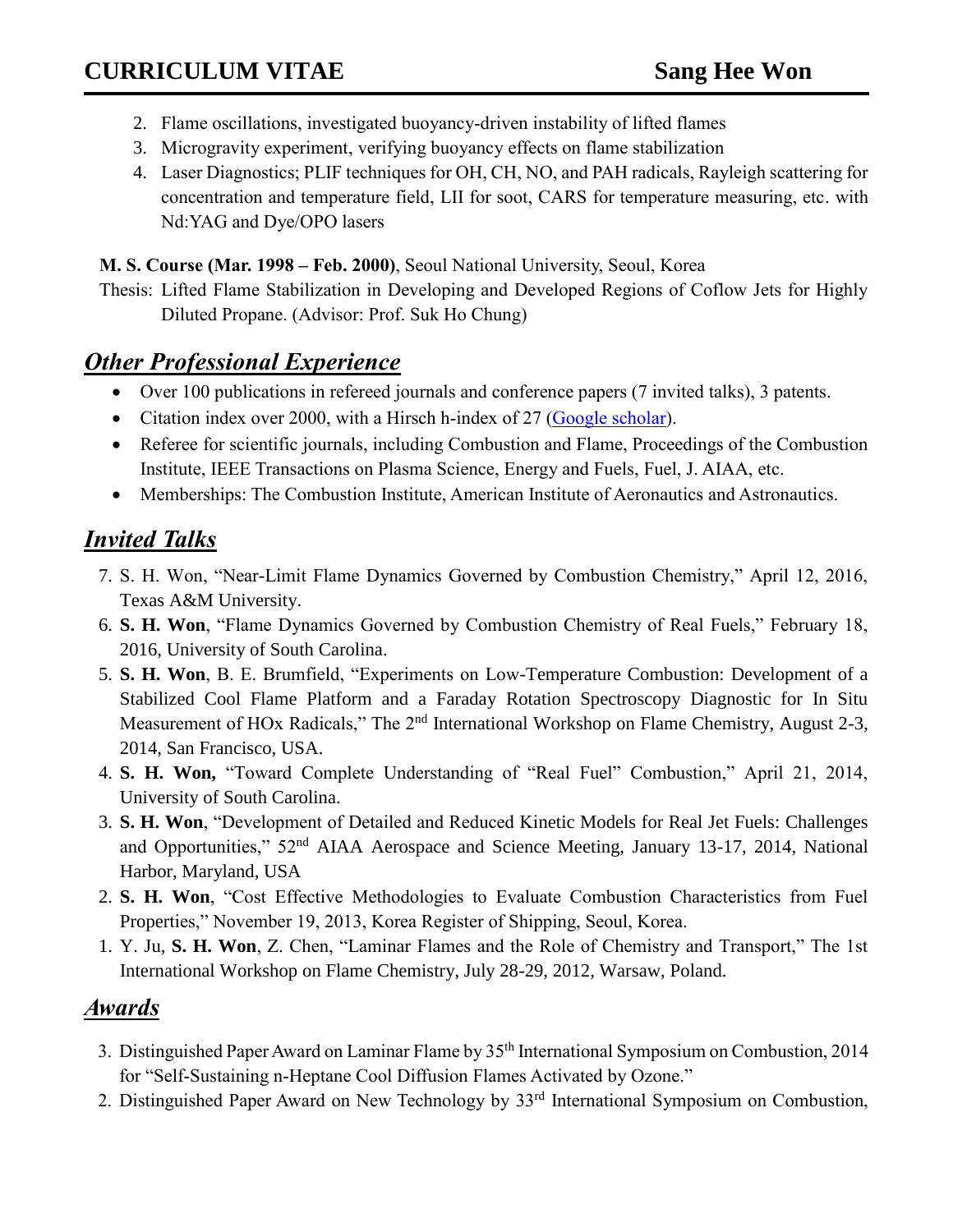2. Flame oscillations, investigated buoyancy-driven instability of lifted flames
3. Microgravity experiment, verifying buoyancy effects on flame stabilization
4. Laser Diagnostics; PLIF techniques for OH, CH, NO, and PAH radicals, Rayleigh scattering for concentration and temperature field, LII for soot, CARS for temperature measuring, etc. with Nd:YAG and Dye/OPO lasers

**M. S. Course (Mar. 1998 – Feb. 2000)**, Seoul National University, Seoul, Korea

Thesis: Lifted Flame Stabilization in Developing and Developed Regions of Coflow Jets for Highly Diluted Propane. (Advisor: Prof. Suk Ho Chung)

## *Other Professional Experience*

- Over 100 publications in refereed journals and conference papers (7 invited talks), 3 patents.
- Citation index over 2000, with a Hirsch h-index of 27 (Google scholar).
- Referee for scientific journals, including Combustion and Flame, Proceedings of the Combustion Institute, IEEE Transactions on Plasma Science, Energy and Fuels, Fuel, J. AIAA, etc.
- Memberships: The Combustion Institute, American Institute of Aeronautics and Astronautics.

## *Invited Talks*

7. S. H. Won, "Near-Limit Flame Dynamics Governed by Combustion Chemistry," April 12, 2016, Texas A&M University.
6. **S. H. Won**, "Flame Dynamics Governed by Combustion Chemistry of Real Fuels," February 18, 2016, University of South Carolina.
5. **S. H. Won**, B. E. Brumfield, "Experiments on Low-Temperature Combustion: Development of a Stabilized Cool Flame Platform and a Faraday Rotation Spectroscopy Diagnostic for In Situ Measurement of HOx Radicals," The 2nd International Workshop on Flame Chemistry, August 2-3, 2014, San Francisco, USA.
4. **S. H. Won,** "Toward Complete Understanding of "Real Fuel" Combustion," April 21, 2014, University of South Carolina.
3. **S. H. Won**, "Development of Detailed and Reduced Kinetic Models for Real Jet Fuels: Challenges and Opportunities," 52nd AIAA Aerospace and Science Meeting, January 13-17, 2014, National Harbor, Maryland, USA
2. **S. H. Won**, "Cost Effective Methodologies to Evaluate Combustion Characteristics from Fuel Properties," November 19, 2013, Korea Register of Shipping, Seoul, Korea.
1. Y. Ju, **S. H. Won**, Z. Chen, "Laminar Flames and the Role of Chemistry and Transport," The 1st International Workshop on Flame Chemistry, July 28-29, 2012, Warsaw, Poland.

## *Awards*

3. Distinguished Paper Award on Laminar Flame by 35th International Symposium on Combustion, 2014 for "Self-Sustaining n-Heptane Cool Diffusion Flames Activated by Ozone."
2. Distinguished Paper Award on New Technology by 33rd International Symposium on Combustion,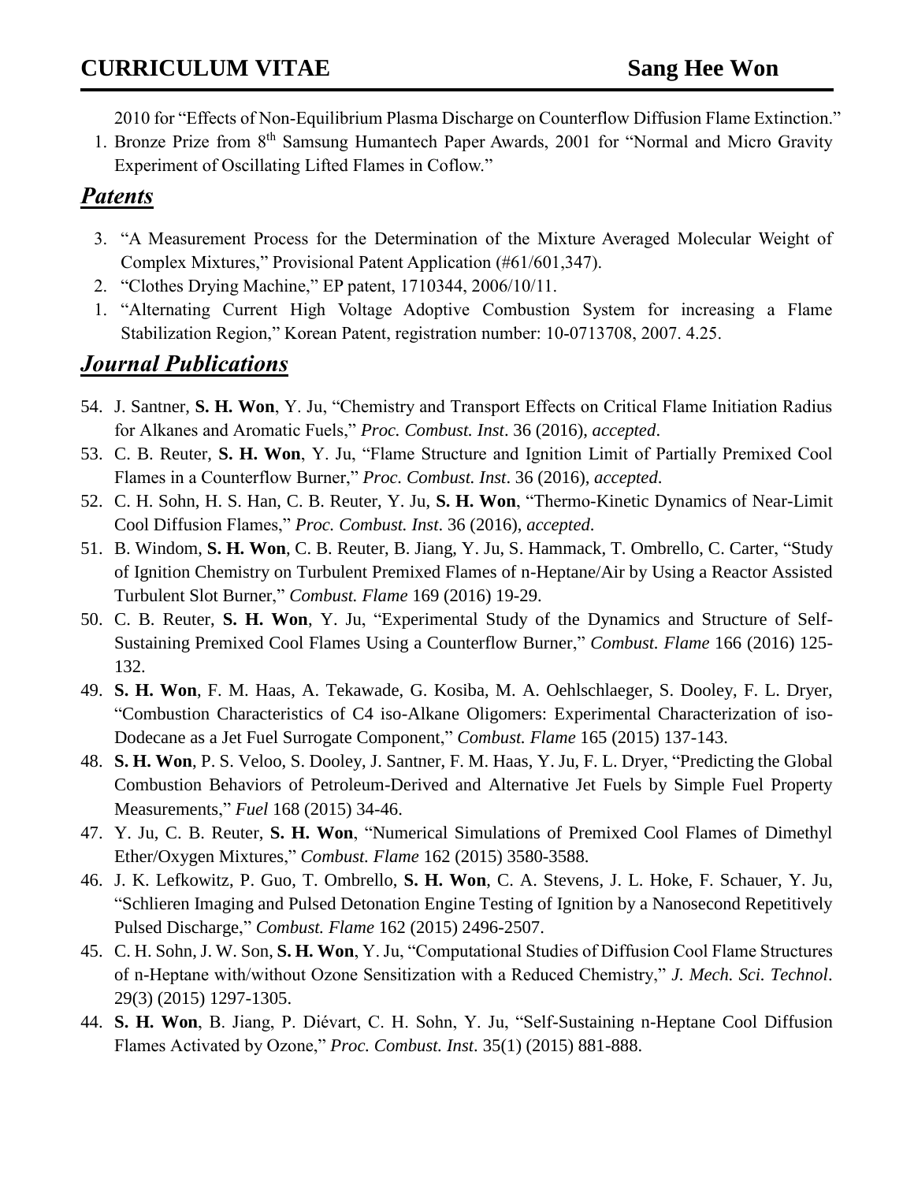2010 for "Effects of Non-Equilibrium Plasma Discharge on Counterflow Diffusion Flame Extinction."

1. Bronze Prize from 8th Samsung Humantech Paper Awards, 2001 for "Normal and Micro Gravity Experiment of Oscillating Lifted Flames in Coflow."

## *Patents*

3. "A Measurement Process for the Determination of the Mixture Averaged Molecular Weight of Complex Mixtures," Provisional Patent Application (#61/601,347).
2. "Clothes Drying Machine," EP patent, 1710344, 2006/10/11.
1. "Alternating Current High Voltage Adoptive Combustion System for increasing a Flame Stabilization Region," Korean Patent, registration number: 10-0713708, 2007. 4.25.

## *Journal Publications*

54. J. Santner, **S. H. Won**, Y. Ju, "Chemistry and Transport Effects on Critical Flame Initiation Radius for Alkanes and Aromatic Fuels," *Proc. Combust. Inst*. 36 (2016), *accepted*.
53. C. B. Reuter, **S. H. Won**, Y. Ju, "Flame Structure and Ignition Limit of Partially Premixed Cool Flames in a Counterflow Burner," *Proc. Combust. Inst*. 36 (2016), *accepted*.
52. C. H. Sohn, H. S. Han, C. B. Reuter, Y. Ju, **S. H. Won**, "Thermo-Kinetic Dynamics of Near-Limit Cool Diffusion Flames," *Proc. Combust. Inst*. 36 (2016), *accepted*.
51. B. Windom, **S. H. Won**, C. B. Reuter, B. Jiang, Y. Ju, S. Hammack, T. Ombrello, C. Carter, "Study of Ignition Chemistry on Turbulent Premixed Flames of n-Heptane/Air by Using a Reactor Assisted Turbulent Slot Burner," *Combust. Flame* 169 (2016) 19-29.
50. C. B. Reuter, **S. H. Won**, Y. Ju, "Experimental Study of the Dynamics and Structure of Self-Sustaining Premixed Cool Flames Using a Counterflow Burner," *Combust. Flame* 166 (2016) 125-132.
49. **S. H. Won**, F. M. Haas, A. Tekawade, G. Kosiba, M. A. Oehlschlaeger, S. Dooley, F. L. Dryer, "Combustion Characteristics of C4 iso-Alkane Oligomers: Experimental Characterization of iso-Dodecane as a Jet Fuel Surrogate Component," *Combust. Flame* 165 (2015) 137-143.
48. **S. H. Won**, P. S. Veloo, S. Dooley, J. Santner, F. M. Haas, Y. Ju, F. L. Dryer, "Predicting the Global Combustion Behaviors of Petroleum-Derived and Alternative Jet Fuels by Simple Fuel Property Measurements," *Fuel* 168 (2015) 34-46.
47. Y. Ju, C. B. Reuter, **S. H. Won**, "Numerical Simulations of Premixed Cool Flames of Dimethyl Ether/Oxygen Mixtures," *Combust. Flame* 162 (2015) 3580-3588.
46. J. K. Lefkowitz, P. Guo, T. Ombrello, **S. H. Won**, C. A. Stevens, J. L. Hoke, F. Schauer, Y. Ju, "Schlieren Imaging and Pulsed Detonation Engine Testing of Ignition by a Nanosecond Repetitively Pulsed Discharge," *Combust. Flame* 162 (2015) 2496-2507.
45. C. H. Sohn, J. W. Son, **S. H. Won**, Y. Ju, "Computational Studies of Diffusion Cool Flame Structures of n-Heptane with/without Ozone Sensitization with a Reduced Chemistry," *J. Mech. Sci. Technol*. 29(3) (2015) 1297-1305.
44. **S. H. Won**, B. Jiang, P. Diévart, C. H. Sohn, Y. Ju, "Self-Sustaining n-Heptane Cool Diffusion Flames Activated by Ozone," *Proc. Combust. Inst*. 35(1) (2015) 881-888.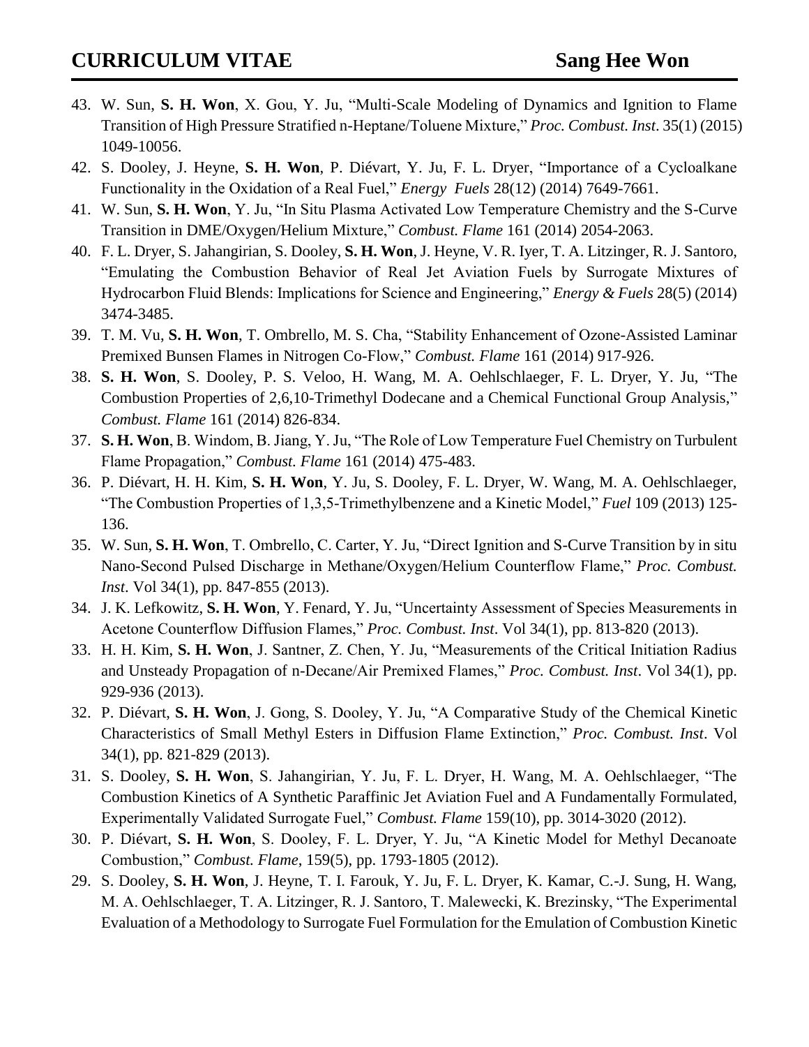43. W. Sun, **S. H. Won**, X. Gou, Y. Ju, "Multi-Scale Modeling of Dynamics and Ignition to Flame Transition of High Pressure Stratified n-Heptane/Toluene Mixture," *Proc. Combust. Inst.* 35(1) (2015) 1049-10056.
42. S. Dooley, J. Heyne, **S. H. Won**, P. Diévart, Y. Ju, F. L. Dryer, "Importance of a Cycloalkane Functionality in the Oxidation of a Real Fuel," *Energy Fuels* 28(12) (2014) 7649-7661.
41. W. Sun, **S. H. Won**, Y. Ju, "In Situ Plasma Activated Low Temperature Chemistry and the S-Curve Transition in DME/Oxygen/Helium Mixture," *Combust. Flame* 161 (2014) 2054-2063.
40. F. L. Dryer, S. Jahangirian, S. Dooley, **S. H. Won**, J. Heyne, V. R. Iyer, T. A. Litzinger, R. J. Santoro, "Emulating the Combustion Behavior of Real Jet Aviation Fuels by Surrogate Mixtures of Hydrocarbon Fluid Blends: Implications for Science and Engineering," *Energy & Fuels* 28(5) (2014) 3474-3485.
39. T. M. Vu, **S. H. Won**, T. Ombrello, M. S. Cha, "Stability Enhancement of Ozone-Assisted Laminar Premixed Bunsen Flames in Nitrogen Co-Flow," *Combust. Flame* 161 (2014) 917-926.
38. **S. H. Won**, S. Dooley, P. S. Veloo, H. Wang, M. A. Oehlschlaeger, F. L. Dryer, Y. Ju, "The Combustion Properties of 2,6,10-Trimethyl Dodecane and a Chemical Functional Group Analysis," *Combust. Flame* 161 (2014) 826-834.
37. **S. H. Won**, B. Windom, B. Jiang, Y. Ju, "The Role of Low Temperature Fuel Chemistry on Turbulent Flame Propagation," *Combust. Flame* 161 (2014) 475-483.
36. P. Diévart, H. H. Kim, **S. H. Won**, Y. Ju, S. Dooley, F. L. Dryer, W. Wang, M. A. Oehlschlaeger, "The Combustion Properties of 1,3,5-Trimethylbenzene and a Kinetic Model," *Fuel* 109 (2013) 125-136.
35. W. Sun, **S. H. Won**, T. Ombrello, C. Carter, Y. Ju, "Direct Ignition and S-Curve Transition by in situ Nano-Second Pulsed Discharge in Methane/Oxygen/Helium Counterflow Flame," *Proc. Combust. Inst*. Vol 34(1), pp. 847-855 (2013).
34. J. K. Lefkowitz, **S. H. Won**, Y. Fenard, Y. Ju, "Uncertainty Assessment of Species Measurements in Acetone Counterflow Diffusion Flames," *Proc. Combust. Inst*. Vol 34(1), pp. 813-820 (2013).
33. H. H. Kim, **S. H. Won**, J. Santner, Z. Chen, Y. Ju, "Measurements of the Critical Initiation Radius and Unsteady Propagation of n-Decane/Air Premixed Flames," *Proc. Combust. Inst*. Vol 34(1), pp. 929-936 (2013).
32. P. Diévart, **S. H. Won**, J. Gong, S. Dooley, Y. Ju, "A Comparative Study of the Chemical Kinetic Characteristics of Small Methyl Esters in Diffusion Flame Extinction," *Proc. Combust. Inst*. Vol 34(1), pp. 821-829 (2013).
31. S. Dooley, **S. H. Won**, S. Jahangirian, Y. Ju, F. L. Dryer, H. Wang, M. A. Oehlschlaeger, "The Combustion Kinetics of A Synthetic Paraffinic Jet Aviation Fuel and A Fundamentally Formulated, Experimentally Validated Surrogate Fuel," *Combust. Flame* 159(10), pp. 3014-3020 (2012).
30. P. Diévart, **S. H. Won**, S. Dooley, F. L. Dryer, Y. Ju, "A Kinetic Model for Methyl Decanoate Combustion," *Combust. Flame*, 159(5), pp. 1793-1805 (2012).
29. S. Dooley, **S. H. Won**, J. Heyne, T. I. Farouk, Y. Ju, F. L. Dryer, K. Kamar, C.-J. Sung, H. Wang, M. A. Oehlschlaeger, T. A. Litzinger, R. J. Santoro, T. Malewecki, K. Brezinsky, "The Experimental Evaluation of a Methodology to Surrogate Fuel Formulation for the Emulation of Combustion Kinetic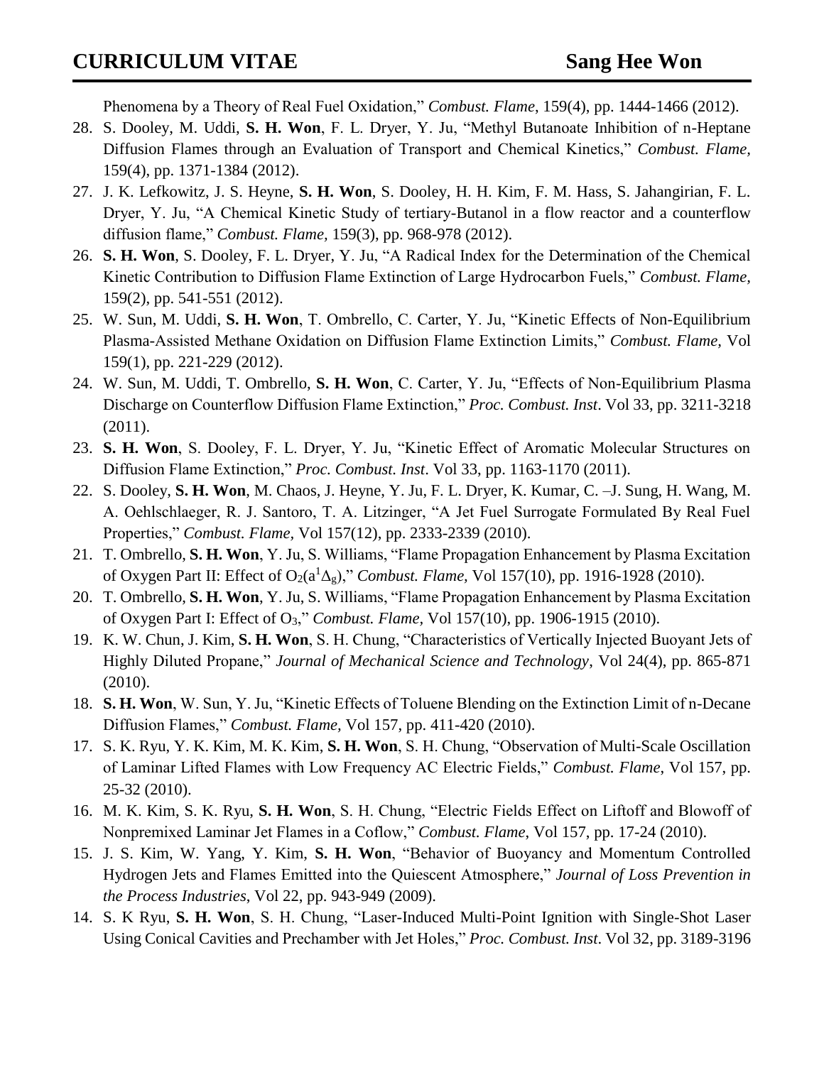Phenomena by a Theory of Real Fuel Oxidation," *Combust. Flame*, 159(4), pp. 1444-1466 (2012).

28. S. Dooley, M. Uddi, **S. H. Won**, F. L. Dryer, Y. Ju, "Methyl Butanoate Inhibition of n-Heptane Diffusion Flames through an Evaluation of Transport and Chemical Kinetics," *Combust. Flame,* 159(4), pp. 1371-1384 (2012).
27. J. K. Lefkowitz, J. S. Heyne, **S. H. Won**, S. Dooley, H. H. Kim, F. M. Hass, S. Jahangirian, F. L. Dryer, Y. Ju, "A Chemical Kinetic Study of tertiary-Butanol in a flow reactor and a counterflow diffusion flame," *Combust. Flame,* 159(3), pp. 968-978 (2012).
26. **S. H. Won**, S. Dooley, F. L. Dryer, Y. Ju, "A Radical Index for the Determination of the Chemical Kinetic Contribution to Diffusion Flame Extinction of Large Hydrocarbon Fuels," *Combust. Flame,* 159(2), pp. 541-551 (2012).
25. W. Sun, M. Uddi, **S. H. Won**, T. Ombrello, C. Carter, Y. Ju, "Kinetic Effects of Non-Equilibrium Plasma-Assisted Methane Oxidation on Diffusion Flame Extinction Limits," *Combust. Flame,* Vol 159(1), pp. 221-229 (2012).
24. W. Sun, M. Uddi, T. Ombrello, **S. H. Won**, C. Carter, Y. Ju, "Effects of Non-Equilibrium Plasma Discharge on Counterflow Diffusion Flame Extinction," *Proc. Combust. Inst*. Vol 33, pp. 3211-3218 (2011).
23. **S. H. Won**, S. Dooley, F. L. Dryer, Y. Ju, "Kinetic Effect of Aromatic Molecular Structures on Diffusion Flame Extinction," *Proc. Combust. Inst*. Vol 33, pp. 1163-1170 (2011).
22. S. Dooley, **S. H. Won**, M. Chaos, J. Heyne, Y. Ju, F. L. Dryer, K. Kumar, C. –J. Sung, H. Wang, M. A. Oehlschlaeger, R. J. Santoro, T. A. Litzinger, "A Jet Fuel Surrogate Formulated By Real Fuel Properties," *Combust. Flame,* Vol 157(12), pp. 2333-2339 (2010).
21. T. Ombrello, **S. H. Won**, Y. Ju, S. Williams, "Flame Propagation Enhancement by Plasma Excitation of Oxygen Part II: Effect of $O_2(a^1\Delta_g)$," *Combust. Flame,* Vol 157(10), pp. 1916-1928 (2010).
20. T. Ombrello, **S. H. Won**, Y. Ju, S. Williams, "Flame Propagation Enhancement by Plasma Excitation of Oxygen Part I: Effect of $O_3$," *Combust. Flame,* Vol 157(10), pp. 1906-1915 (2010).
19. K. W. Chun, J. Kim, **S. H. Won**, S. H. Chung, "Characteristics of Vertically Injected Buoyant Jets of Highly Diluted Propane," *Journal of Mechanical Science and Technology*, Vol 24(4), pp. 865-871 (2010).
18. **S. H. Won**, W. Sun, Y. Ju, "Kinetic Effects of Toluene Blending on the Extinction Limit of n-Decane Diffusion Flames," *Combust. Flame,* Vol 157, pp. 411-420 (2010).
17. S. K. Ryu, Y. K. Kim, M. K. Kim, **S. H. Won**, S. H. Chung, "Observation of Multi-Scale Oscillation of Laminar Lifted Flames with Low Frequency AC Electric Fields," *Combust. Flame*, Vol 157, pp. 25-32 (2010).
16. M. K. Kim, S. K. Ryu, **S. H. Won**, S. H. Chung, "Electric Fields Effect on Liftoff and Blowoff of Nonpremixed Laminar Jet Flames in a Coflow," *Combust. Flame,* Vol 157, pp. 17-24 (2010).
15. J. S. Kim, W. Yang, Y. Kim, **S. H. Won**, "Behavior of Buoyancy and Momentum Controlled Hydrogen Jets and Flames Emitted into the Quiescent Atmosphere," *Journal of Loss Prevention in the Process Industries*, Vol 22, pp. 943-949 (2009).
14. S. K Ryu, **S. H. Won**, S. H. Chung, "Laser-Induced Multi-Point Ignition with Single-Shot Laser Using Conical Cavities and Prechamber with Jet Holes," *Proc. Combust. Inst*. Vol 32, pp. 3189-3196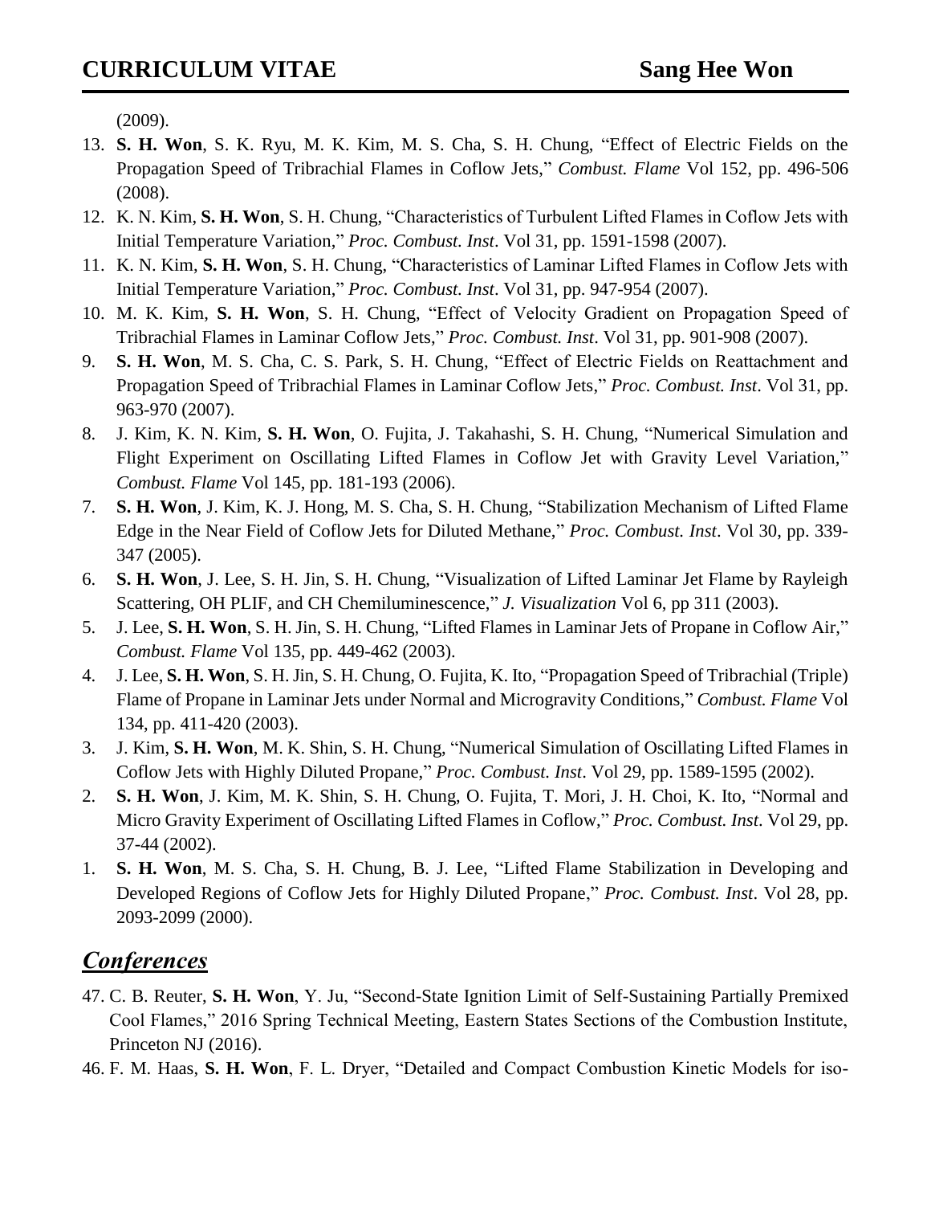(2009).

13. **S. H. Won**, S. K. Ryu, M. K. Kim, M. S. Cha, S. H. Chung, "Effect of Electric Fields on the Propagation Speed of Tribrachial Flames in Coflow Jets," *Combust. Flame* Vol 152, pp. 496-506 (2008).
12. K. N. Kim, **S. H. Won**, S. H. Chung, "Characteristics of Turbulent Lifted Flames in Coflow Jets with Initial Temperature Variation," *Proc. Combust. Inst*. Vol 31, pp. 1591-1598 (2007).
11. K. N. Kim, **S. H. Won**, S. H. Chung, "Characteristics of Laminar Lifted Flames in Coflow Jets with Initial Temperature Variation," *Proc. Combust. Inst*. Vol 31, pp. 947-954 (2007).
10. M. K. Kim, **S. H. Won**, S. H. Chung, "Effect of Velocity Gradient on Propagation Speed of Tribrachial Flames in Laminar Coflow Jets," *Proc. Combust. Inst*. Vol 31, pp. 901-908 (2007).
9. **S. H. Won**, M. S. Cha, C. S. Park, S. H. Chung, "Effect of Electric Fields on Reattachment and Propagation Speed of Tribrachial Flames in Laminar Coflow Jets," *Proc. Combust. Inst*. Vol 31, pp. 963-970 (2007).
8. J. Kim, K. N. Kim, **S. H. Won**, O. Fujita, J. Takahashi, S. H. Chung, "Numerical Simulation and Flight Experiment on Oscillating Lifted Flames in Coflow Jet with Gravity Level Variation," *Combust. Flame* Vol 145, pp. 181-193 (2006).
7. **S. H. Won**, J. Kim, K. J. Hong, M. S. Cha, S. H. Chung, "Stabilization Mechanism of Lifted Flame Edge in the Near Field of Coflow Jets for Diluted Methane," *Proc. Combust. Inst*. Vol 30, pp. 339-347 (2005).
6. **S. H. Won**, J. Lee, S. H. Jin, S. H. Chung, "Visualization of Lifted Laminar Jet Flame by Rayleigh Scattering, OH PLIF, and CH Chemiluminescence," *J. Visualization* Vol 6, pp 311 (2003).
5. J. Lee, **S. H. Won**, S. H. Jin, S. H. Chung, "Lifted Flames in Laminar Jets of Propane in Coflow Air," *Combust. Flame* Vol 135, pp. 449-462 (2003).
4. J. Lee, **S. H. Won**, S. H. Jin, S. H. Chung, O. Fujita, K. Ito, "Propagation Speed of Tribrachial (Triple) Flame of Propane in Laminar Jets under Normal and Microgravity Conditions," *Combust. Flame* Vol 134, pp. 411-420 (2003).
3. J. Kim, **S. H. Won**, M. K. Shin, S. H. Chung, "Numerical Simulation of Oscillating Lifted Flames in Coflow Jets with Highly Diluted Propane," *Proc. Combust. Inst*. Vol 29, pp. 1589-1595 (2002).
2. **S. H. Won**, J. Kim, M. K. Shin, S. H. Chung, O. Fujita, T. Mori, J. H. Choi, K. Ito, "Normal and Micro Gravity Experiment of Oscillating Lifted Flames in Coflow," *Proc. Combust. Inst*. Vol 29, pp. 37-44 (2002).
1. **S. H. Won**, M. S. Cha, S. H. Chung, B. J. Lee, "Lifted Flame Stabilization in Developing and Developed Regions of Coflow Jets for Highly Diluted Propane," *Proc. Combust. Inst*. Vol 28, pp. 2093-2099 (2000).

## *Conferences*

47. C. B. Reuter, **S. H. Won**, Y. Ju, "Second-State Ignition Limit of Self-Sustaining Partially Premixed Cool Flames," 2016 Spring Technical Meeting, Eastern States Sections of the Combustion Institute, Princeton NJ (2016).
46. F. M. Haas, **S. H. Won**, F. L. Dryer, "Detailed and Compact Combustion Kinetic Models for iso-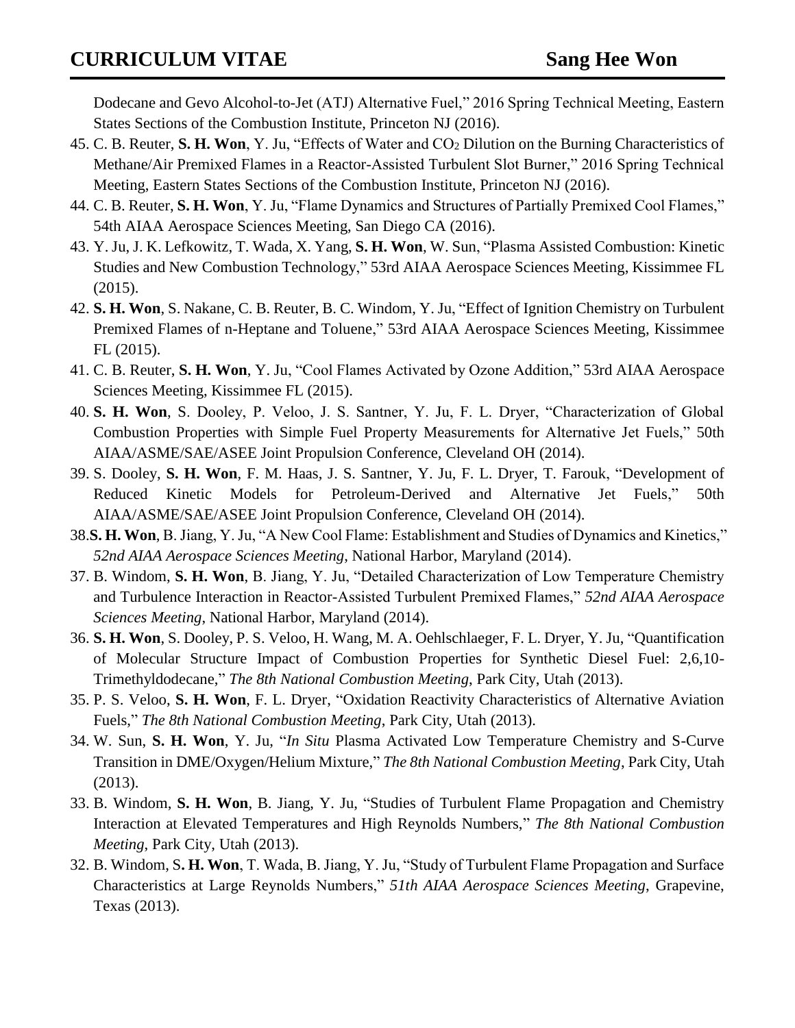Dodecane and Gevo Alcohol-to-Jet (ATJ) Alternative Fuel," 2016 Spring Technical Meeting, Eastern States Sections of the Combustion Institute, Princeton NJ (2016).

45. C. B. Reuter, **S. H. Won**, Y. Ju, "Effects of Water and $CO_2$ Dilution on the Burning Characteristics of Methane/Air Premixed Flames in a Reactor-Assisted Turbulent Slot Burner," 2016 Spring Technical Meeting, Eastern States Sections of the Combustion Institute, Princeton NJ (2016).
44. C. B. Reuter, **S. H. Won**, Y. Ju, "Flame Dynamics and Structures of Partially Premixed Cool Flames," 54th AIAA Aerospace Sciences Meeting, San Diego CA (2016).
43. Y. Ju, J. K. Lefkowitz, T. Wada, X. Yang, **S. H. Won**, W. Sun, "Plasma Assisted Combustion: Kinetic Studies and New Combustion Technology," 53rd AIAA Aerospace Sciences Meeting, Kissimmee FL (2015).
42. **S. H. Won**, S. Nakane, C. B. Reuter, B. C. Windom, Y. Ju, "Effect of Ignition Chemistry on Turbulent Premixed Flames of n-Heptane and Toluene," 53rd AIAA Aerospace Sciences Meeting, Kissimmee FL (2015).
41. C. B. Reuter, **S. H. Won**, Y. Ju, "Cool Flames Activated by Ozone Addition," 53rd AIAA Aerospace Sciences Meeting, Kissimmee FL (2015).
40. **S. H. Won**, S. Dooley, P. Veloo, J. S. Santner, Y. Ju, F. L. Dryer, "Characterization of Global Combustion Properties with Simple Fuel Property Measurements for Alternative Jet Fuels," 50th AIAA/ASME/SAE/ASEE Joint Propulsion Conference, Cleveland OH (2014).
39. S. Dooley, **S. H. Won**, F. M. Haas, J. S. Santner, Y. Ju, F. L. Dryer, T. Farouk, "Development of Reduced Kinetic Models for Petroleum-Derived and Alternative Jet Fuels," 50th AIAA/ASME/SAE/ASEE Joint Propulsion Conference, Cleveland OH (2014).
38. **S. H. Won**, B. Jiang, Y. Ju, "A New Cool Flame: Establishment and Studies of Dynamics and Kinetics," *52nd AIAA Aerospace Sciences Meeting*, National Harbor, Maryland (2014).
37. B. Windom, **S. H. Won**, B. Jiang, Y. Ju, "Detailed Characterization of Low Temperature Chemistry and Turbulence Interaction in Reactor-Assisted Turbulent Premixed Flames," *52nd AIAA Aerospace Sciences Meeting*, National Harbor, Maryland (2014).
36. **S. H. Won**, S. Dooley, P. S. Veloo, H. Wang, M. A. Oehlschlaeger, F. L. Dryer, Y. Ju, "Quantification of Molecular Structure Impact of Combustion Properties for Synthetic Diesel Fuel: 2,6,10-Trimethyldodecane," *The 8th National Combustion Meeting*, Park City, Utah (2013).
35. P. S. Veloo, **S. H. Won**, F. L. Dryer, "Oxidation Reactivity Characteristics of Alternative Aviation Fuels," *The 8th National Combustion Meeting*, Park City, Utah (2013).
34. W. Sun, **S. H. Won**, Y. Ju, "*In Situ* Plasma Activated Low Temperature Chemistry and S-Curve Transition in DME/Oxygen/Helium Mixture," *The 8th National Combustion Meeting*, Park City, Utah (2013).
33. B. Windom, **S. H. Won**, B. Jiang, Y. Ju, "Studies of Turbulent Flame Propagation and Chemistry Interaction at Elevated Temperatures and High Reynolds Numbers," *The 8th National Combustion Meeting*, Park City, Utah (2013).
32. B. Windom, **S. H. Won**, T. Wada, B. Jiang, Y. Ju, "Study of Turbulent Flame Propagation and Surface Characteristics at Large Reynolds Numbers," *51th AIAA Aerospace Sciences Meeting*, Grapevine, Texas (2013).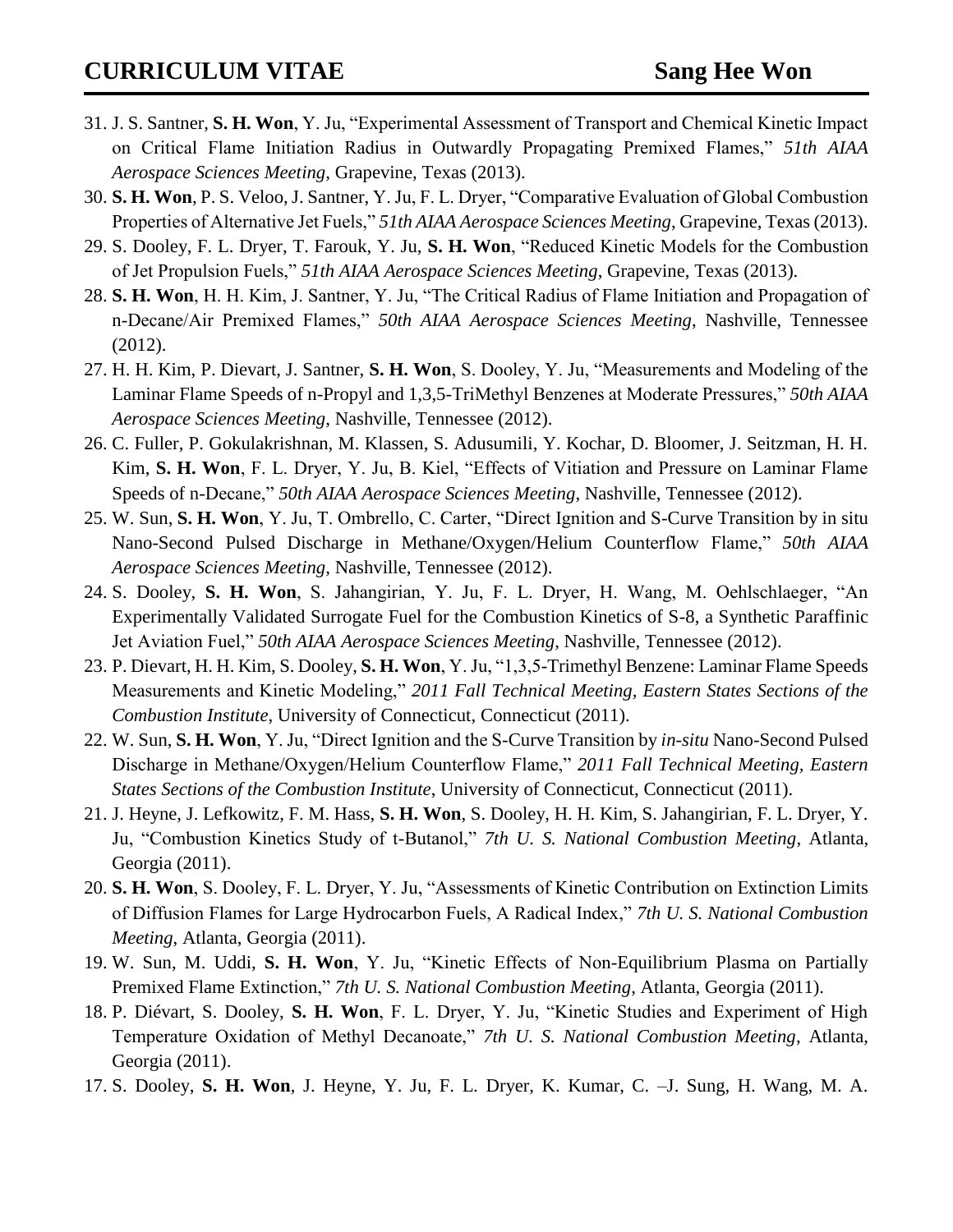31. J. S. Santner, **S. H. Won**, Y. Ju, "Experimental Assessment of Transport and Chemical Kinetic Impact on Critical Flame Initiation Radius in Outwardly Propagating Premixed Flames," *51th AIAA Aerospace Sciences Meeting*, Grapevine, Texas (2013).
30. **S. H. Won**, P. S. Veloo, J. Santner, Y. Ju, F. L. Dryer, "Comparative Evaluation of Global Combustion Properties of Alternative Jet Fuels," *51th AIAA Aerospace Sciences Meeting*, Grapevine, Texas (2013).
29. S. Dooley, F. L. Dryer, T. Farouk, Y. Ju, **S. H. Won**, "Reduced Kinetic Models for the Combustion of Jet Propulsion Fuels," *51th AIAA Aerospace Sciences Meeting*, Grapevine, Texas (2013).
28. **S. H. Won**, H. H. Kim, J. Santner, Y. Ju, "The Critical Radius of Flame Initiation and Propagation of n-Decane/Air Premixed Flames," *50th AIAA Aerospace Sciences Meeting*, Nashville, Tennessee (2012).
27. H. H. Kim, P. Dievart, J. Santner, **S. H. Won**, S. Dooley, Y. Ju, "Measurements and Modeling of the Laminar Flame Speeds of n-Propyl and 1,3,5-TriMethyl Benzenes at Moderate Pressures," *50th AIAA Aerospace Sciences Meeting*, Nashville, Tennessee (2012).
26. C. Fuller, P. Gokulakrishnan, M. Klassen, S. Adusumili, Y. Kochar, D. Bloomer, J. Seitzman, H. H. Kim, **S. H. Won**, F. L. Dryer, Y. Ju, B. Kiel, "Effects of Vitiation and Pressure on Laminar Flame Speeds of n-Decane," *50th AIAA Aerospace Sciences Meeting*, Nashville, Tennessee (2012).
25. W. Sun, **S. H. Won**, Y. Ju, T. Ombrello, C. Carter, "Direct Ignition and S-Curve Transition by in situ Nano-Second Pulsed Discharge in Methane/Oxygen/Helium Counterflow Flame," *50th AIAA Aerospace Sciences Meeting*, Nashville, Tennessee (2012).
24. S. Dooley, **S. H. Won**, S. Jahangirian, Y. Ju, F. L. Dryer, H. Wang, M. Oehlschlaeger, "An Experimentally Validated Surrogate Fuel for the Combustion Kinetics of S-8, a Synthetic Paraffinic Jet Aviation Fuel," *50th AIAA Aerospace Sciences Meeting*, Nashville, Tennessee (2012).
23. P. Dievart, H. H. Kim, S. Dooley, **S. H. Won**, Y. Ju, "1,3,5-Trimethyl Benzene: Laminar Flame Speeds Measurements and Kinetic Modeling," *2011 Fall Technical Meeting, Eastern States Sections of the Combustion Institute*, University of Connecticut, Connecticut (2011).
22. W. Sun, **S. H. Won**, Y. Ju, "Direct Ignition and the S-Curve Transition by *in-situ* Nano-Second Pulsed Discharge in Methane/Oxygen/Helium Counterflow Flame," *2011 Fall Technical Meeting, Eastern States Sections of the Combustion Institute*, University of Connecticut, Connecticut (2011).
21. J. Heyne, J. Lefkowitz, F. M. Hass, **S. H. Won**, S. Dooley, H. H. Kim, S. Jahangirian, F. L. Dryer, Y. Ju, "Combustion Kinetics Study of t-Butanol," *7th U. S. National Combustion Meeting*, Atlanta, Georgia (2011).
20. **S. H. Won**, S. Dooley, F. L. Dryer, Y. Ju, "Assessments of Kinetic Contribution on Extinction Limits of Diffusion Flames for Large Hydrocarbon Fuels, A Radical Index," *7th U. S. National Combustion Meeting*, Atlanta, Georgia (2011).
19. W. Sun, M. Uddi, **S. H. Won**, Y. Ju, "Kinetic Effects of Non-Equilibrium Plasma on Partially Premixed Flame Extinction," *7th U. S. National Combustion Meeting*, Atlanta, Georgia (2011).
18. P. Diévart, S. Dooley, **S. H. Won**, F. L. Dryer, Y. Ju, "Kinetic Studies and Experiment of High Temperature Oxidation of Methyl Decanoate," *7th U. S. National Combustion Meeting*, Atlanta, Georgia (2011).
17. S. Dooley, **S. H. Won**, J. Heyne, Y. Ju, F. L. Dryer, K. Kumar, C. –J. Sung, H. Wang, M. A.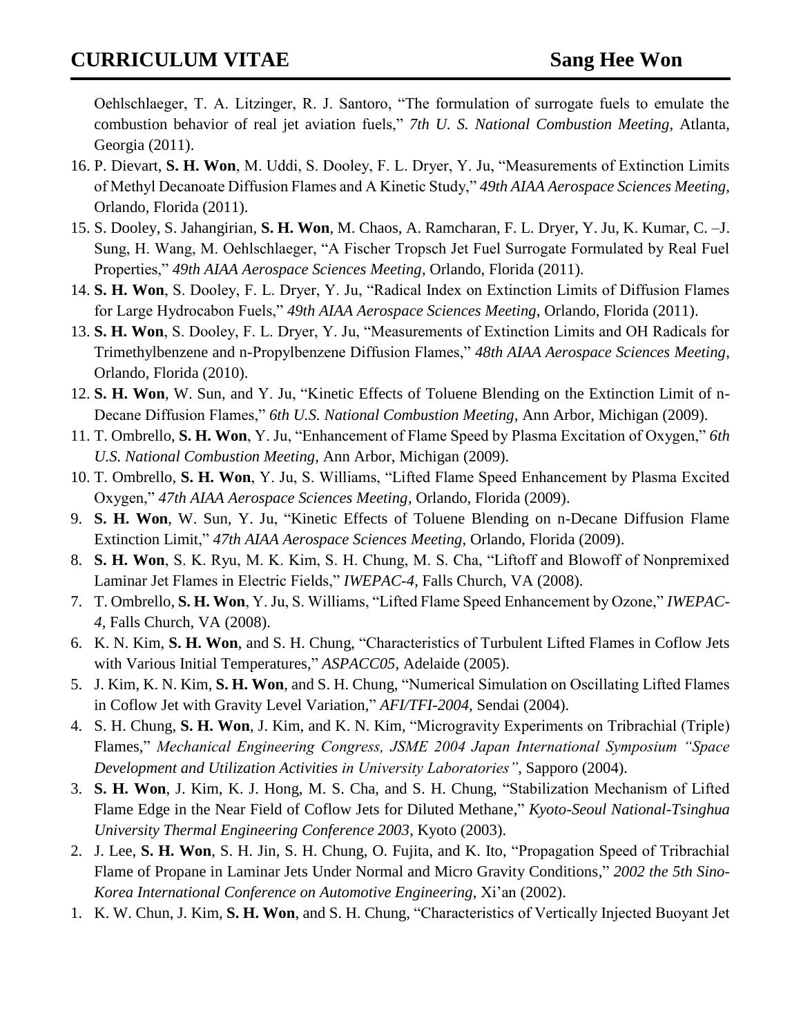Oehlschlaeger, T. A. Litzinger, R. J. Santoro, "The formulation of surrogate fuels to emulate the combustion behavior of real jet aviation fuels," *7th U. S. National Combustion Meeting*, Atlanta, Georgia (2011).

16. P. Dievart, **S. H. Won**, M. Uddi, S. Dooley, F. L. Dryer, Y. Ju, "Measurements of Extinction Limits of Methyl Decanoate Diffusion Flames and A Kinetic Study," *49th AIAA Aerospace Sciences Meeting*, Orlando, Florida (2011).
15. S. Dooley, S. Jahangirian, **S. H. Won**, M. Chaos, A. Ramcharan, F. L. Dryer, Y. Ju, K. Kumar, C. –J. Sung, H. Wang, M. Oehlschlaeger, "A Fischer Tropsch Jet Fuel Surrogate Formulated by Real Fuel Properties," *49th AIAA Aerospace Sciences Meeting*, Orlando, Florida (2011).
14. **S. H. Won**, S. Dooley, F. L. Dryer, Y. Ju, "Radical Index on Extinction Limits of Diffusion Flames for Large Hydrocabon Fuels," *49th AIAA Aerospace Sciences Meeting*, Orlando, Florida (2011).
13. **S. H. Won**, S. Dooley, F. L. Dryer, Y. Ju, "Measurements of Extinction Limits and OH Radicals for Trimethylbenzene and n-Propylbenzene Diffusion Flames," *48th AIAA Aerospace Sciences Meeting*, Orlando, Florida (2010).
12. **S. H. Won**, W. Sun, and Y. Ju, "Kinetic Effects of Toluene Blending on the Extinction Limit of n-Decane Diffusion Flames," *6th U.S. National Combustion Meeting*, Ann Arbor, Michigan (2009).
11. T. Ombrello, **S. H. Won**, Y. Ju, "Enhancement of Flame Speed by Plasma Excitation of Oxygen," *6th U.S. National Combustion Meeting*, Ann Arbor, Michigan (2009).
10. T. Ombrello, **S. H. Won**, Y. Ju, S. Williams, "Lifted Flame Speed Enhancement by Plasma Excited Oxygen," *47th AIAA Aerospace Sciences Meeting*, Orlando, Florida (2009).
9. **S. H. Won**, W. Sun, Y. Ju, "Kinetic Effects of Toluene Blending on n-Decane Diffusion Flame Extinction Limit," *47th AIAA Aerospace Sciences Meeting*, Orlando, Florida (2009).
8. **S. H. Won**, S. K. Ryu, M. K. Kim, S. H. Chung, M. S. Cha, "Liftoff and Blowoff of Nonpremixed Laminar Jet Flames in Electric Fields," *IWEPAC-4*, Falls Church, VA (2008).
7. T. Ombrello, **S. H. Won**, Y. Ju, S. Williams, "Lifted Flame Speed Enhancement by Ozone," *IWEPAC-4*, Falls Church, VA (2008).
6. K. N. Kim, **S. H. Won**, and S. H. Chung, "Characteristics of Turbulent Lifted Flames in Coflow Jets with Various Initial Temperatures," *ASPACC05*, Adelaide (2005).
5. J. Kim, K. N. Kim, **S. H. Won**, and S. H. Chung, "Numerical Simulation on Oscillating Lifted Flames in Coflow Jet with Gravity Level Variation," *AFI/TFI-2004*, Sendai (2004).
4. S. H. Chung, **S. H. Won**, J. Kim, and K. N. Kim, "Microgravity Experiments on Tribrachial (Triple) Flames," *Mechanical Engineering Congress, JSME 2004 Japan International Symposium "Space Development and Utilization Activities in University Laboratories"*, Sapporo (2004).
3. **S. H. Won**, J. Kim, K. J. Hong, M. S. Cha, and S. H. Chung, "Stabilization Mechanism of Lifted Flame Edge in the Near Field of Coflow Jets for Diluted Methane," *Kyoto-Seoul National-Tsinghua University Thermal Engineering Conference 2003*, Kyoto (2003).
2. J. Lee, **S. H. Won**, S. H. Jin, S. H. Chung, O. Fujita, and K. Ito, "Propagation Speed of Tribrachial Flame of Propane in Laminar Jets Under Normal and Micro Gravity Conditions," *2002 the 5th Sino-Korea International Conference on Automotive Engineering*, Xi'an (2002).
1. K. W. Chun, J. Kim, **S. H. Won**, and S. H. Chung, "Characteristics of Vertically Injected Buoyant Jet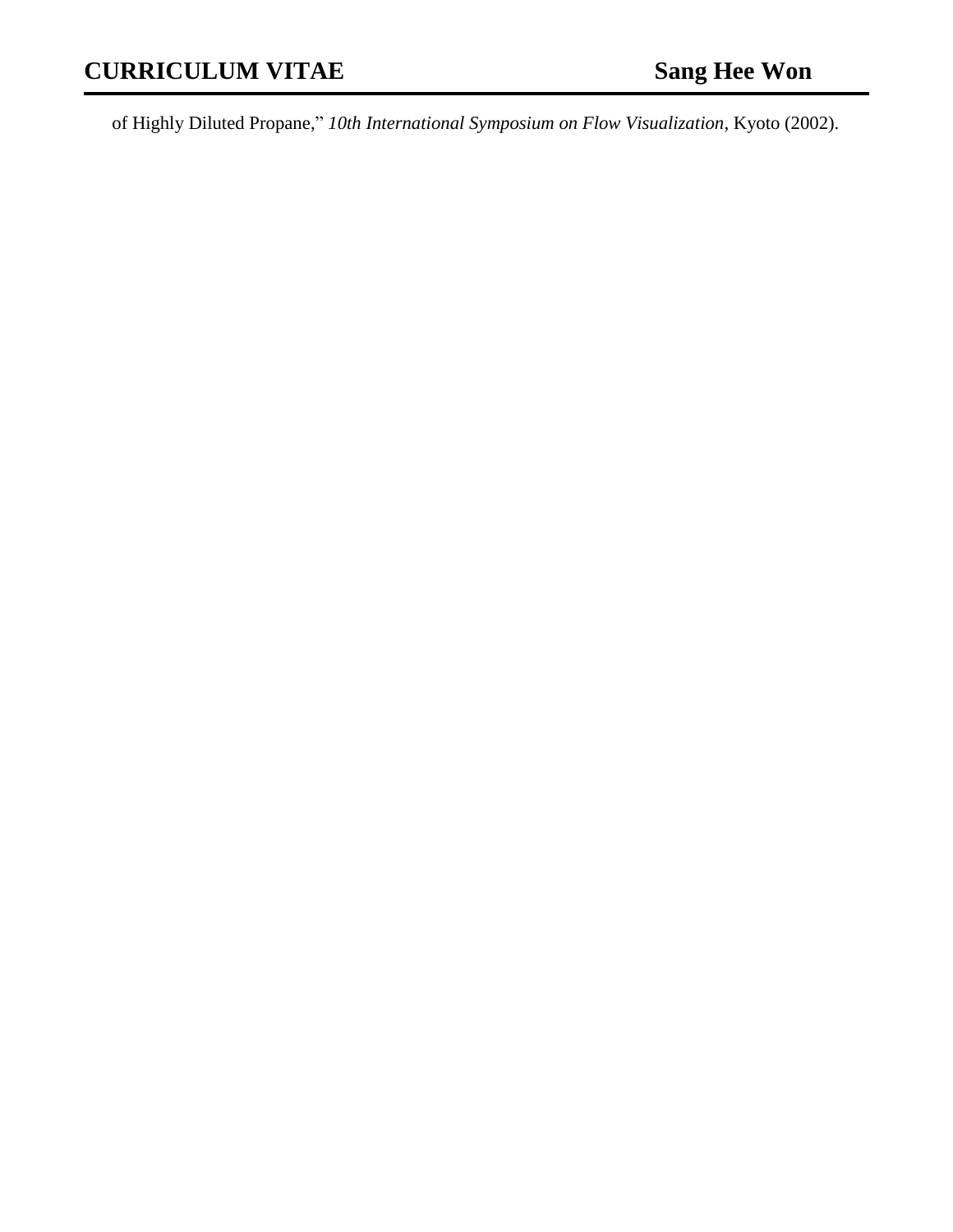of Highly Diluted Propane," *10th International Symposium on Flow Visualization*, Kyoto (2002).